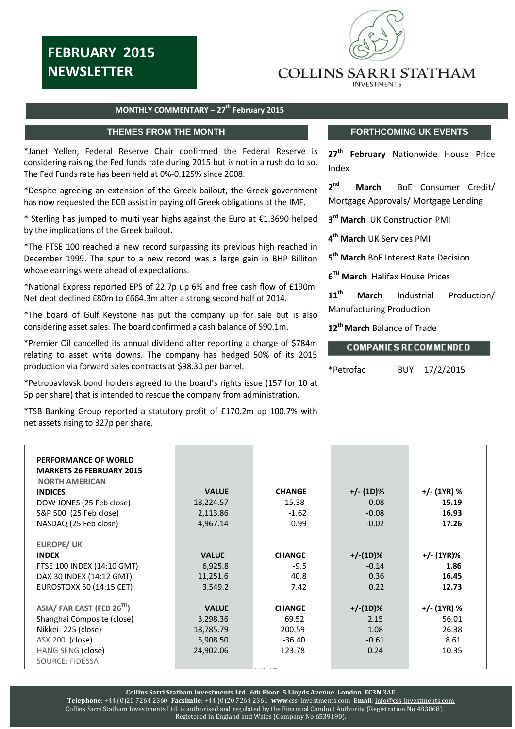# FEBRUARY 2015 NEWSLETTER

COLLINS SARRI STATHAM INVESTMENTS

## MONTHLY COMMENTARY – 27th February 2015

### THEMES FROM THE MONTH

*Janet Yellen, Federal Reserve Chair confirmed the Federal Reserve is considering raising the Fed funds rate during 2015 but is not in a rush do to so. The Fed Funds rate has been held at 0%-0.125% since 2008.

*Despite agreeing an extension of the Greek bailout, the Greek government has now requested the ECB assist in paying off Greek obligations at the IMF.

* Sterling has jumped to multi year highs against the Euro at €1.3690 helped by the implications of the Greek bailout.

*The FTSE 100 reached a new record surpassing its previous high reached in December 1999. The spur to a new record was a large gain in BHP Billiton whose earnings were ahead of expectations.

*National Express reported EPS of 22.7p up 6% and free cash flow of £190m. Net debt declined £80m to £664.3m after a strong second half of 2014.

*The board of Gulf Keystone has put the company up for sale but is also considering asset sales. The board confirmed a cash balance of $90.1m.

*Premier Oil cancelled its annual dividend after reporting a charge of $784m relating to asset write downs. The company has hedged 50% of its 2015 production via forward sales contracts at $98.30 per barrel.

*Petropavlovsk bond holders agreed to the board's rights issue (157 for 10 at 5p per share) that is intended to rescue the company from administration.

*TSB Banking Group reported a statutory profit of £170.2m up 100.7% with net assets rising to 327p per share.

### FORTHCOMING UK EVENTS

**27th February** Nationwide House Price Index

**2nd March** BoE Consumer Credit/ Mortgage Approvals/ Mortgage Lending

**3rd March** UK Construction PMI

**4th March** UK Services PMI

**5th March** BoE Interest Rate Decision

**6TH March** Halifax House Prices

**11th March** Industrial Production/ Manufacturing Production

**12th March** Balance of Trade

### COMPANIES RECOMMENDED

| | | |
|---|---|---|
| *Petrofac | BUY | 17/2/2015 |

### PERFORMANCE OF WORLD MARKETS 26 FEBRUARY 2015

| NORTH AMERICAN INDICES | VALUE | CHANGE | +/- (1D)% | +/- (1YR) % |
|---|---|---|---|---|
| DOW JONES (25 Feb close) | 18,224.57 | 15.38 | 0.08 | **15.19** |
| S&P 500 (25 Feb close) | 2,113.86 | -1.62 | -0.08 | **16.93** |
| NASDAQ (25 Feb close) | 4,967.14 | -0.99 | -0.02 | **17.26** |
| **EUROPE/ UK INDEX** | **VALUE** | **CHANGE** | **+/-(1D)%** | **+/- (1YR)%** |
| FTSE 100 INDEX (14:10 GMT) | 6,925.8 | -9.5 | -0.14 | **1.86** |
| DAX 30 INDEX (14:12 GMT) | 11,251.6 | 40.8 | 0.36 | **16.45** |
| EUROSTOXX 50 (14:15 CET) | 3,549.2 | 7.42 | 0.22 | **12.73** |
| **ASIA/ FAR EAST (FEB 26TH)** | **VALUE** | **CHANGE** | **+/-(1D)%** | **+/- (1YR) %** |
| Shanghai Composite (close) | 3,298.36 | 69.52 | 2.15 | 56.01 |
| Nikkei- 225 (close) | 18,785.79 | 200.59 | 1.08 | 26.38 |
| ASX 200 (close) | 5,908.50 | -36.40 | -0.61 | 8.61 |
| HANG SENG (close) | 24,902.06 | 123.78 | 0.24 | 10.35 |

SOURCE: FIDESSA

**Collins Sarri Statham Investments Ltd. 6th Floor 5 Lloyds Avenue London EC3N 3AE**
**Telephone**: +44 (0)20 7264 2360 **Facsimile**: +44 (0)20 7264 2361 **www**.css-investments.com **Email**: info@css-investments.com
Collins Sarri Statham Investments Ltd. is authorised and regulated by the Financial Conduct Authority (Registration No 483868).
Registered in England and Wales (Company No 6539190).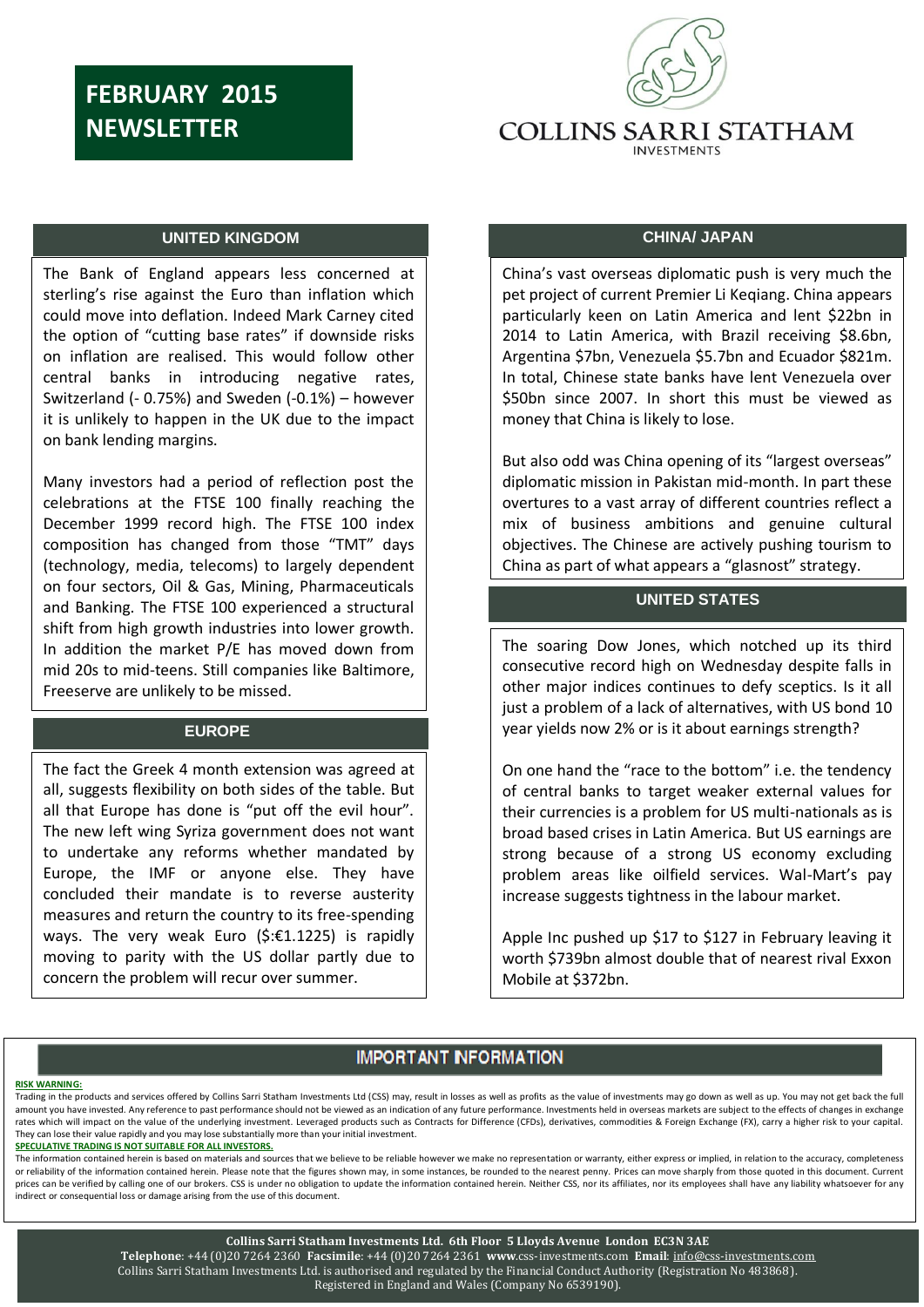# FEBRUARY 2015 NEWSLETTER

COLLINS SARRI STATHAM
INVESTMENTS

## UNITED KINGDOM

The Bank of England appears less concerned at sterling's rise against the Euro than inflation which could move into deflation. Indeed Mark Carney cited the option of "cutting base rates" if downside risks on inflation are realised. This would follow other central banks in introducing negative rates, Switzerland (- 0.75%) and Sweden (-0.1%) – however it is unlikely to happen in the UK due to the impact on bank lending margins.

Many investors had a period of reflection post the celebrations at the FTSE 100 finally reaching the December 1999 record high. The FTSE 100 index composition has changed from those "TMT" days (technology, media, telecoms) to largely dependent on four sectors, Oil & Gas, Mining, Pharmaceuticals and Banking. The FTSE 100 experienced a structural shift from high growth industries into lower growth. In addition the market P/E has moved down from mid 20s to mid-teens. Still companies like Baltimore, Freeserve are unlikely to be missed.

## EUROPE

The fact the Greek 4 month extension was agreed at all, suggests flexibility on both sides of the table. But all that Europe has done is "put off the evil hour". The new left wing Syriza government does not want to undertake any reforms whether mandated by Europe, the IMF or anyone else. They have concluded their mandate is to reverse austerity measures and return the country to its free-spending ways. The very weak Euro ($:€1.1225) is rapidly moving to parity with the US dollar partly due to concern the problem will recur over summer.

## CHINA/ JAPAN

China's vast overseas diplomatic push is very much the pet project of current Premier Li Keqiang. China appears particularly keen on Latin America and lent $22bn in 2014 to Latin America, with Brazil receiving $8.6bn, Argentina $7bn, Venezuela $5.7bn and Ecuador $821m. In total, Chinese state banks have lent Venezuela over $50bn since 2007. In short this must be viewed as money that China is likely to lose.

But also odd was China opening of its "largest overseas" diplomatic mission in Pakistan mid-month. In part these overtures to a vast array of different countries reflect a mix of business ambitions and genuine cultural objectives. The Chinese are actively pushing tourism to China as part of what appears a "glasnost" strategy.

## UNITED STATES

The soaring Dow Jones, which notched up its third consecutive record high on Wednesday despite falls in other major indices continues to defy sceptics. Is it all just a problem of a lack of alternatives, with US bond 10 year yields now 2% or is it about earnings strength?

On one hand the "race to the bottom" i.e. the tendency of central banks to target weaker external values for their currencies is a problem for US multi-nationals as is broad based crises in Latin America. But US earnings are strong because of a strong US economy excluding problem areas like oilfield services. Wal-Mart's pay increase suggests tightness in the labour market.

Apple Inc pushed up $17 to $127 in February leaving it worth $739bn almost double that of nearest rival Exxon Mobile at $372bn.

## IMPORTANT INFORMATION

**RISK WARNING:**

Trading in the products and services offered by Collins Sarri Statham Investments Ltd (CSS) may, result in losses as well as profits as the value of investments may go down as well as up. You may not get back the full amount you have invested. Any reference to past performance should not be viewed as an indication of any future performance. Investments held in overseas markets are subject to the effects of changes in exchange rates which will impact on the value of the underlying investment. Leveraged products such as Contracts for Difference (CFDs), derivatives, commodities & Foreign Exchange (FX), carry a higher risk to your capital. They can lose their value rapidly and you may lose substantially more than your initial investment.

**SPECULATIVE TRADING IS NOT SUITABLE FOR ALL INVESTORS.**

The information contained herein is based on materials and sources that we believe to be reliable however we make no representation or warranty, either express or implied, in relation to the accuracy, completeness or reliability of the information contained herein. Please note that the figures shown may, in some instances, be rounded to the nearest penny. Prices can move sharply from those quoted in this document. Current prices can be verified by calling one of our brokers. CSS is under no obligation to update the information contained herein. Neither CSS, nor its affiliates, nor its employees shall have any liability whatsoever for any indirect or consequential loss or damage arising from the use of this document.

**Collins Sarri Statham Investments Ltd. 6th Floor 5 Lloyds Avenue London EC3N 3AE**
**Telephone**: +44 (0)20 7264 2360 **Facsimile**: +44 (0)20 7264 2361 **www**.css-investments.com **Email**: info@css-investments.com
Collins Sarri Statham Investments Ltd. is authorised and regulated by the Financial Conduct Authority (Registration No 483868).
Registered in England and Wales (Company No 6539190).